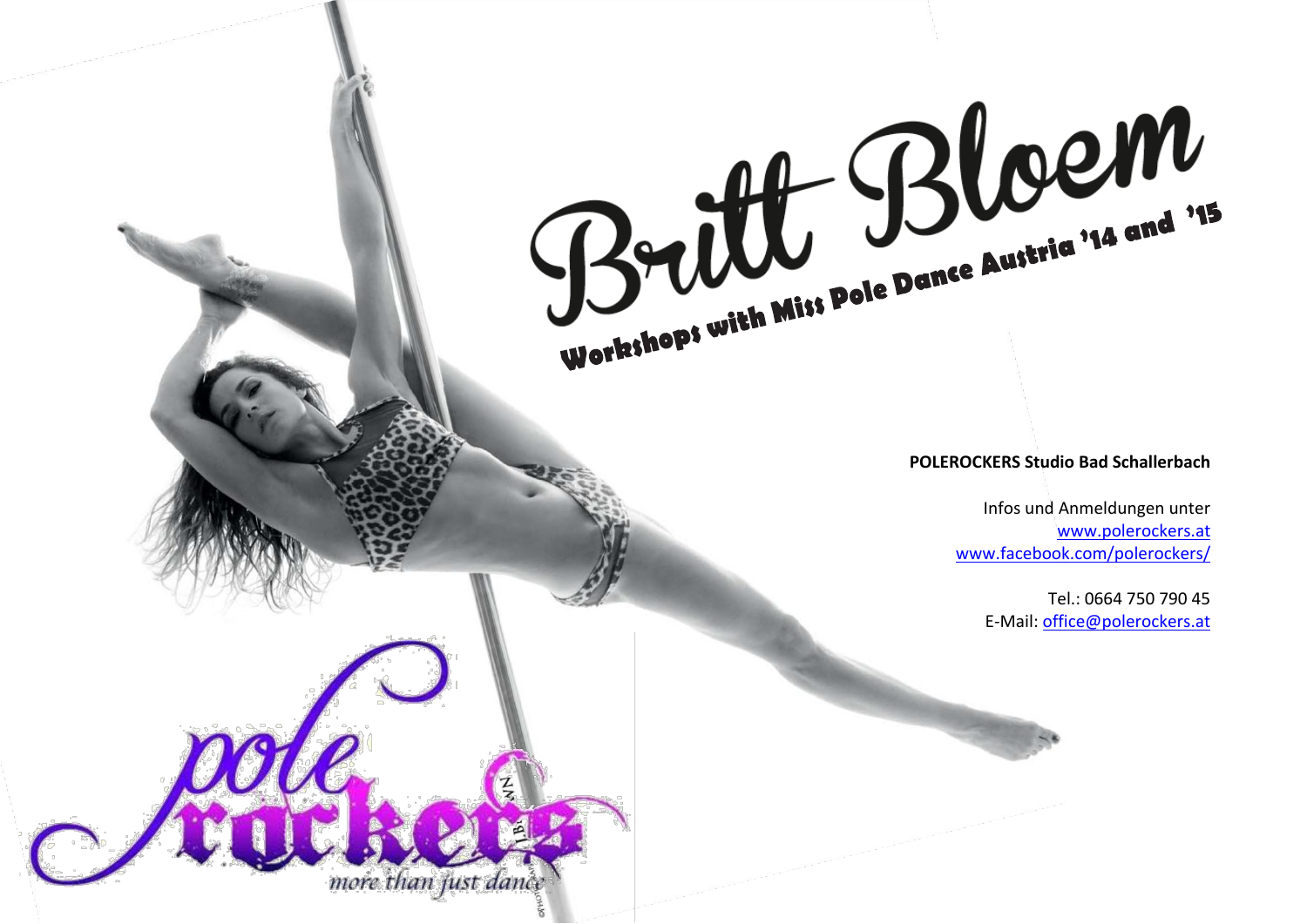# Britt Bloem

## Workshops with Miss Pole Dance Austria '14 and '15

**POLEROCKERS Studio Bad Schallerbach**

Infos und Anmeldungen unter
www.polerockers.at
www.facebook.com/polerockers/

Tel.: 0664 750 790 45
E-Mail: office@polerockers.at

pole rockers
more than just dance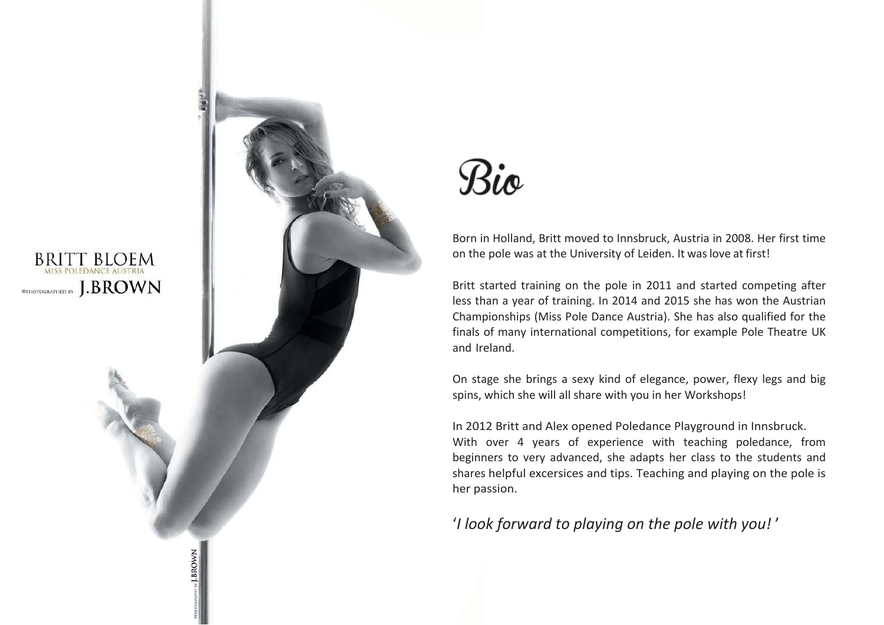BRITT BLOEM
MISS POLEDANCE AUSTRIA
©PHOTOGRAPHED BY J.BROWN

# Bio

Born in Holland, Britt moved to Innsbruck, Austria in 2008. Her first time on the pole was at the University of Leiden. It was love at first!

Britt started training on the pole in 2011 and started competing after less than a year of training. In 2014 and 2015 she has won the Austrian Championships (Miss Pole Dance Austria). She has also qualified for the finals of many international competitions, for example Pole Theatre UK and Ireland.

On stage she brings a sexy kind of elegance, power, flexy legs and big spins, which she will all share with you in her Workshops!

In 2012 Britt and Alex opened Poledance Playground in Innsbruck.
With over 4 years of experience with teaching poledance, from beginners to very advanced, she adapts her class to the students and shares helpful excersices and tips. Teaching and playing on the pole is her passion.

'*I look forward to playing on the pole with you!*'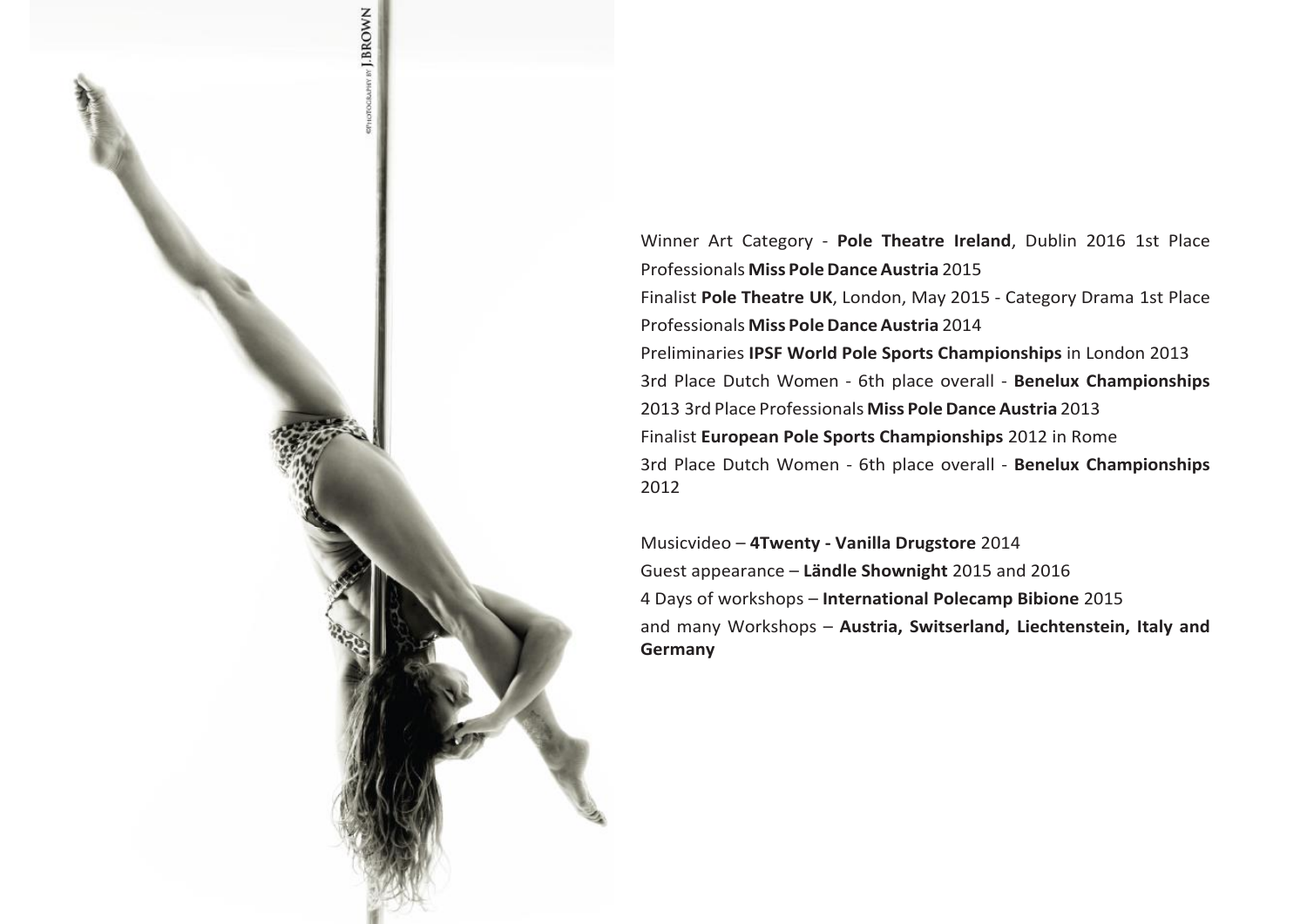Winner Art Category - **Pole Theatre Ireland**, Dublin 2016 1st Place Professionals **Miss Pole Dance Austria** 2015

Finalist **Pole Theatre UK**, London, May 2015 - Category Drama 1st Place Professionals **Miss Pole Dance Austria** 2014

Preliminaries **IPSF World Pole Sports Championships** in London 2013

3rd Place Dutch Women - 6th place overall - **Benelux Championships** 2013 3rd Place Professionals **Miss Pole Dance Austria** 2013

Finalist **European Pole Sports Championships** 2012 in Rome

3rd Place Dutch Women - 6th place overall - **Benelux Championships** 2012

Musicvideo – **4Twenty - Vanilla Drugstore** 2014

Guest appearance – **Ländle Shownight** 2015 and 2016

4 Days of workshops – **International Polecamp Bibione** 2015

and many Workshops – **Austria, Switserland, Liechtenstein, Italy and Germany**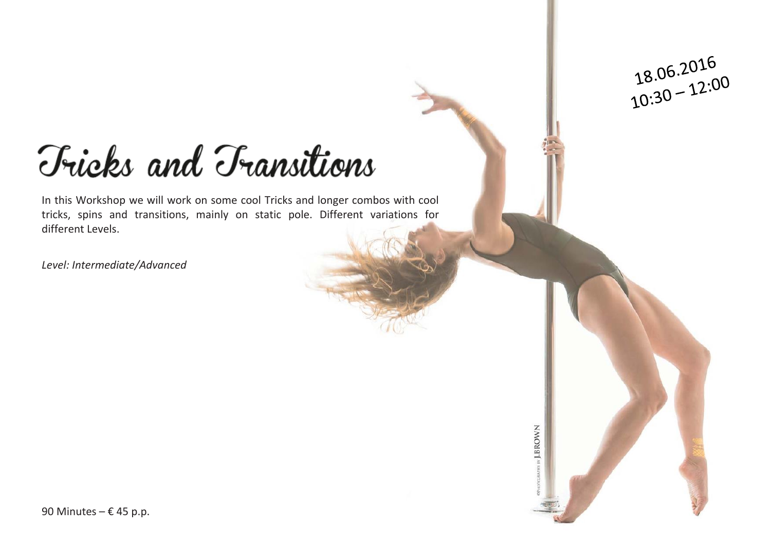18.06.2016
10:30 – 12:00

# Tricks and Transitions

In this Workshop we will work on some cool Tricks and longer combos with cool tricks, spins and transitions, mainly on static pole. Different variations for different Levels.

*Level: Intermediate/Advanced*

90 Minutes – € 45 p.p.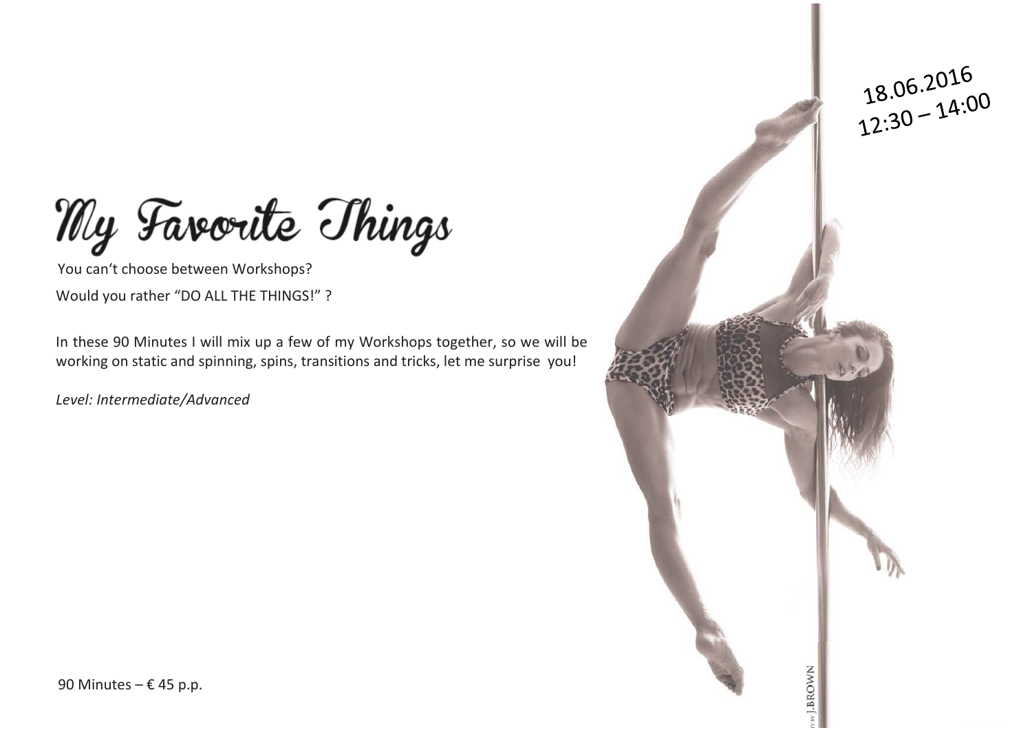18.06.2016
12:30 – 14:00

# My Favorite Things

You can‘t choose between Workshops?

Would you rather “DO ALL THE THINGS!” ?

In these 90 Minutes I will mix up a few of my Workshops together, so we will be working on static and spinning, spins, transitions and tricks, let me surprise you!

*Level: Intermediate/Advanced*

90 Minutes – € 45 p.p.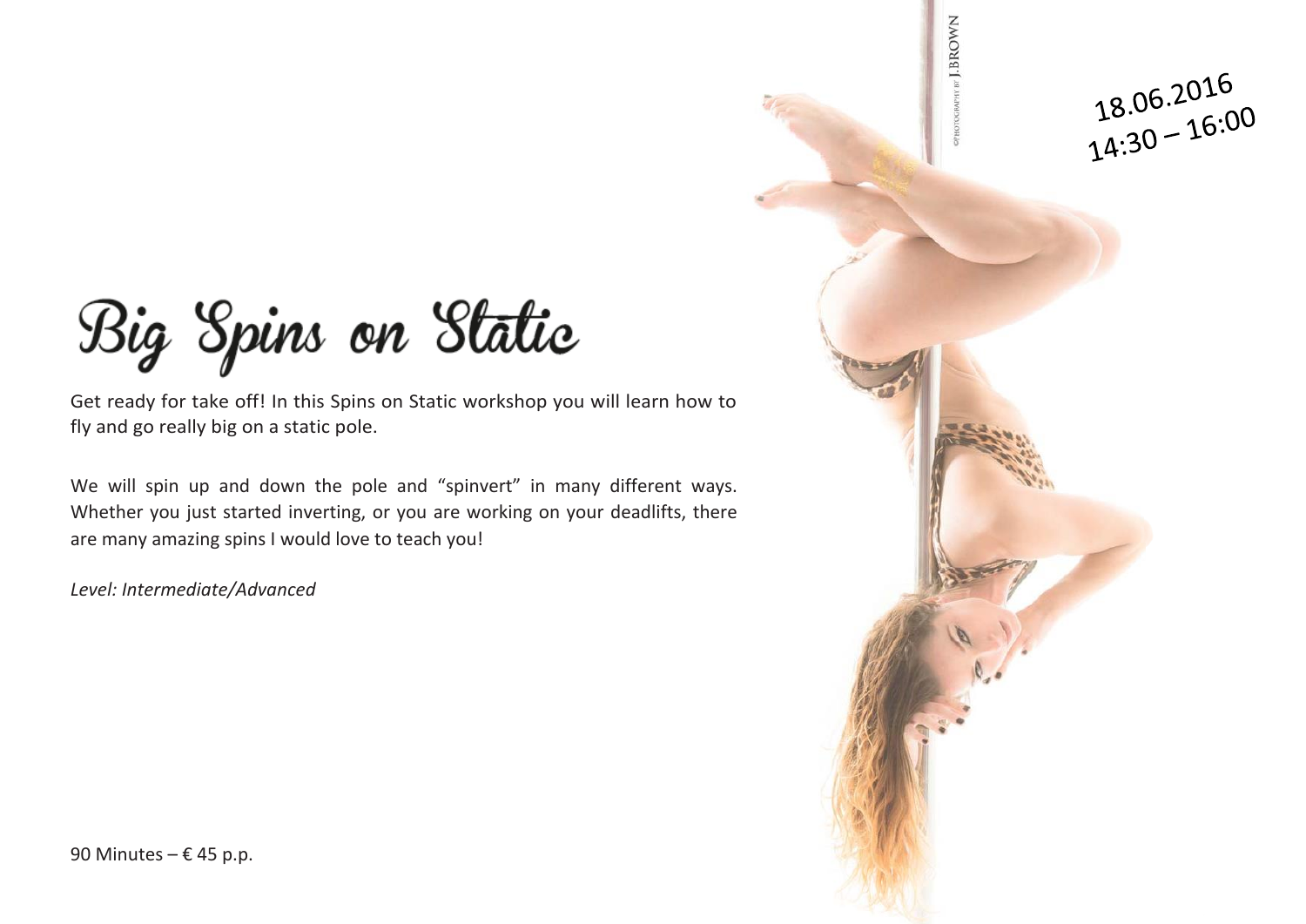18.06.2016
14:30 – 16:00

# Big Spins on Static

Get ready for take off! In this Spins on Static workshop you will learn how to fly and go really big on a static pole.

We will spin up and down the pole and "spinvert" in many different ways. Whether you just started inverting, or you are working on your deadlifts, there are many amazing spins I would love to teach you!

*Level: Intermediate/Advanced*

90 Minutes – € 45 p.p.